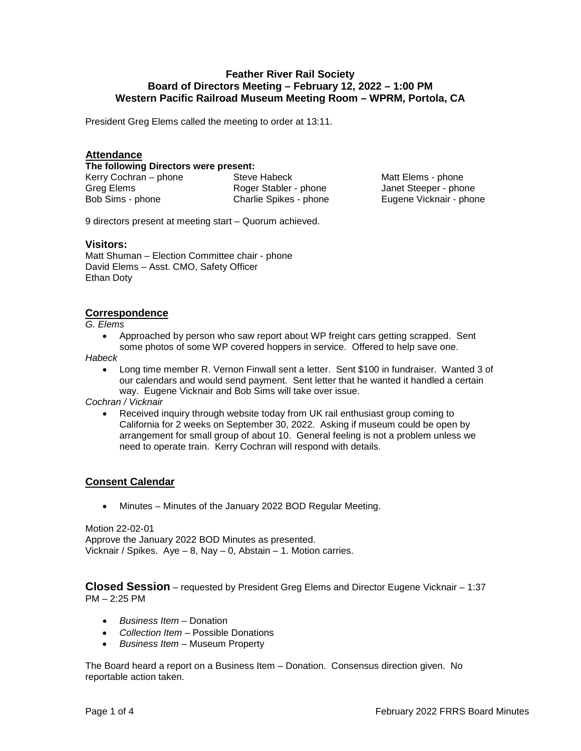# Feather River Rail Society
## Board of Directors Meeting – February 12, 2022 – 1:00 PM
## Western Pacific Railroad Museum Meeting Room – WPRM, Portola, CA

President Greg Elems called the meeting to order at 13:11.

## Attendance

**The following Directors were present:**

| | | |
|---|---|---|
| Kerry Cochran – phone | Steve Habeck | Matt Elems - phone |
| Greg Elems | Roger Stabler - phone | Janet Steeper - phone |
| Bob Sims - phone | Charlie Spikes - phone | Eugene Vicknair - phone |

9 directors present at meeting start – Quorum achieved.

### Visitors:

Matt Shuman – Election Committee chair - phone
David Elems – Asst. CMO, Safety Officer
Ethan Doty

## Correspondence

*G. Elems*

- Approached by person who saw report about WP freight cars getting scrapped. Sent some photos of some WP covered hoppers in service. Offered to help save one.

*Habeck*

- Long time member R. Vernon Finwall sent a letter. Sent $100 in fundraiser. Wanted 3 of our calendars and would send payment. Sent letter that he wanted it handled a certain way. Eugene Vicknair and Bob Sims will take over issue.

*Cochran / Vicknair*

- Received inquiry through website today from UK rail enthusiast group coming to California for 2 weeks on September 30, 2022. Asking if museum could be open by arrangement for small group of about 10. General feeling is not a problem unless we need to operate train. Kerry Cochran will respond with details.

## Consent Calendar

- Minutes – Minutes of the January 2022 BOD Regular Meeting.

Motion 22-02-01
Approve the January 2022 BOD Minutes as presented.
Vicknair / Spikes. Aye – 8, Nay – 0, Abstain – 1. Motion carries.

## Closed Session – requested by President Greg Elems and Director Eugene Vicknair – 1:37 PM – 2:25 PM

- *Business Item* – Donation
- *Collection Item* – Possible Donations
- *Business Item* – Museum Property

The Board heard a report on a Business Item – Donation. Consensus direction given. No reportable action taken.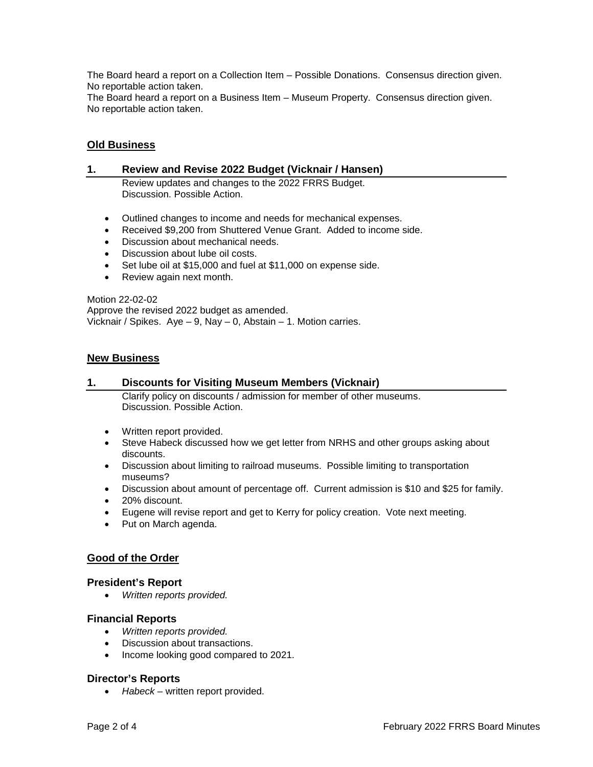The Board heard a report on a Collection Item – Possible Donations. Consensus direction given. No reportable action taken.
The Board heard a report on a Business Item – Museum Property. Consensus direction given. No reportable action taken.

## Old Business

### 1. Review and Revise 2022 Budget (Vicknair / Hansen)

Review updates and changes to the 2022 FRRS Budget.
Discussion. Possible Action.

- Outlined changes to income and needs for mechanical expenses.
- Received $9,200 from Shuttered Venue Grant. Added to income side.
- Discussion about mechanical needs.
- Discussion about lube oil costs.
- Set lube oil at $15,000 and fuel at $11,000 on expense side.
- Review again next month.

Motion 22-02-02
Approve the revised 2022 budget as amended.
Vicknair / Spikes. Aye – 9, Nay – 0, Abstain – 1. Motion carries.

## New Business

### 1. Discounts for Visiting Museum Members (Vicknair)

Clarify policy on discounts / admission for member of other museums.
Discussion. Possible Action.

- Written report provided.
- Steve Habeck discussed how we get letter from NRHS and other groups asking about discounts.
- Discussion about limiting to railroad museums. Possible limiting to transportation museums?
- Discussion about amount of percentage off. Current admission is $10 and $25 for family.
- 20% discount.
- Eugene will revise report and get to Kerry for policy creation. Vote next meeting.
- Put on March agenda.

## Good of the Order

### President's Report

- *Written reports provided.*

### Financial Reports

- *Written reports provided.*
- Discussion about transactions.
- Income looking good compared to 2021.

### Director's Reports

- *Habeck* – written report provided.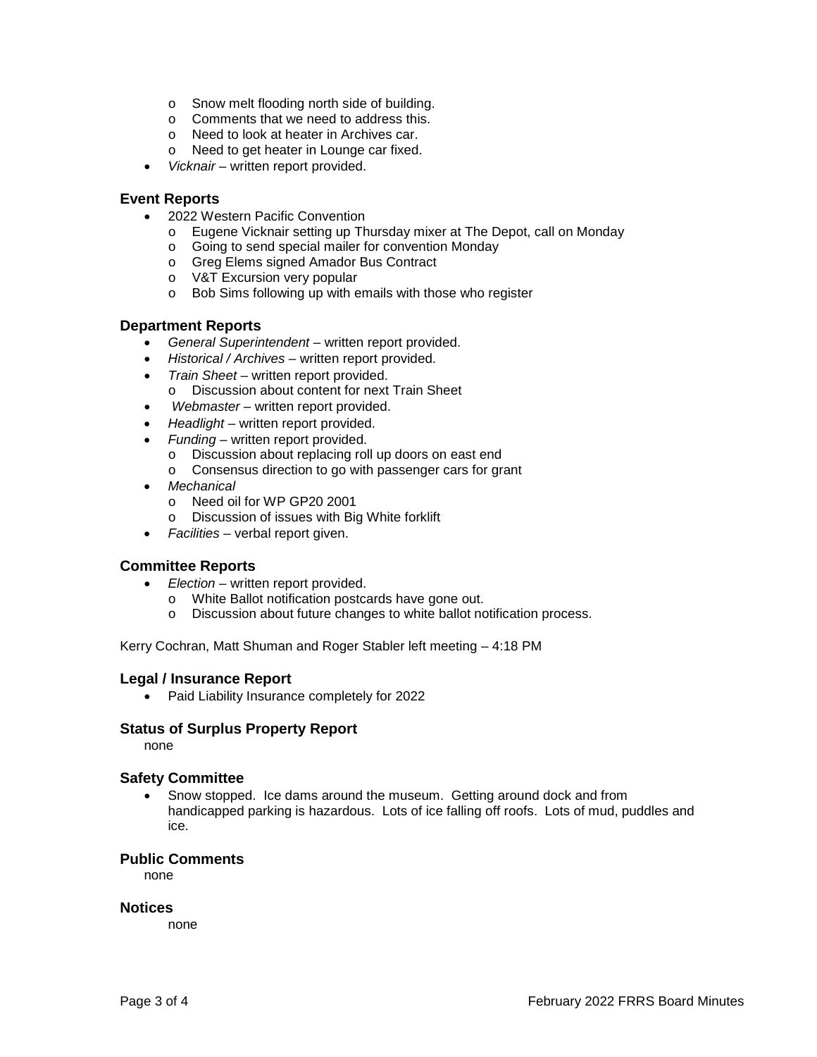- Snow melt flooding north side of building.
  - Comments that we need to address this.
  - Need to look at heater in Archives car.
  - Need to get heater in Lounge car fixed.
- *Vicknair* – written report provided.

### Event Reports

- 2022 Western Pacific Convention
  - Eugene Vicknair setting up Thursday mixer at The Depot, call on Monday
  - Going to send special mailer for convention Monday
  - Greg Elems signed Amador Bus Contract
  - V&T Excursion very popular
  - Bob Sims following up with emails with those who register

### Department Reports

- *General Superintendent* – written report provided.
- *Historical / Archives* – written report provided.
- *Train Sheet* – written report provided.
  - Discussion about content for next Train Sheet
- *Webmaster* – written report provided.
- *Headlight* – written report provided.
- *Funding* – written report provided.
  - Discussion about replacing roll up doors on east end
  - Consensus direction to go with passenger cars for grant
- *Mechanical*
  - Need oil for WP GP20 2001
  - Discussion of issues with Big White forklift
- *Facilities* – verbal report given.

### Committee Reports

- *Election* – written report provided.
  - White Ballot notification postcards have gone out.
  - Discussion about future changes to white ballot notification process.

Kerry Cochran, Matt Shuman and Roger Stabler left meeting – 4:18 PM

### Legal / Insurance Report

- Paid Liability Insurance completely for 2022

### Status of Surplus Property Report

none

### Safety Committee

- Snow stopped. Ice dams around the museum. Getting around dock and from handicapped parking is hazardous. Lots of ice falling off roofs. Lots of mud, puddles and ice.

### Public Comments

none

### Notices

none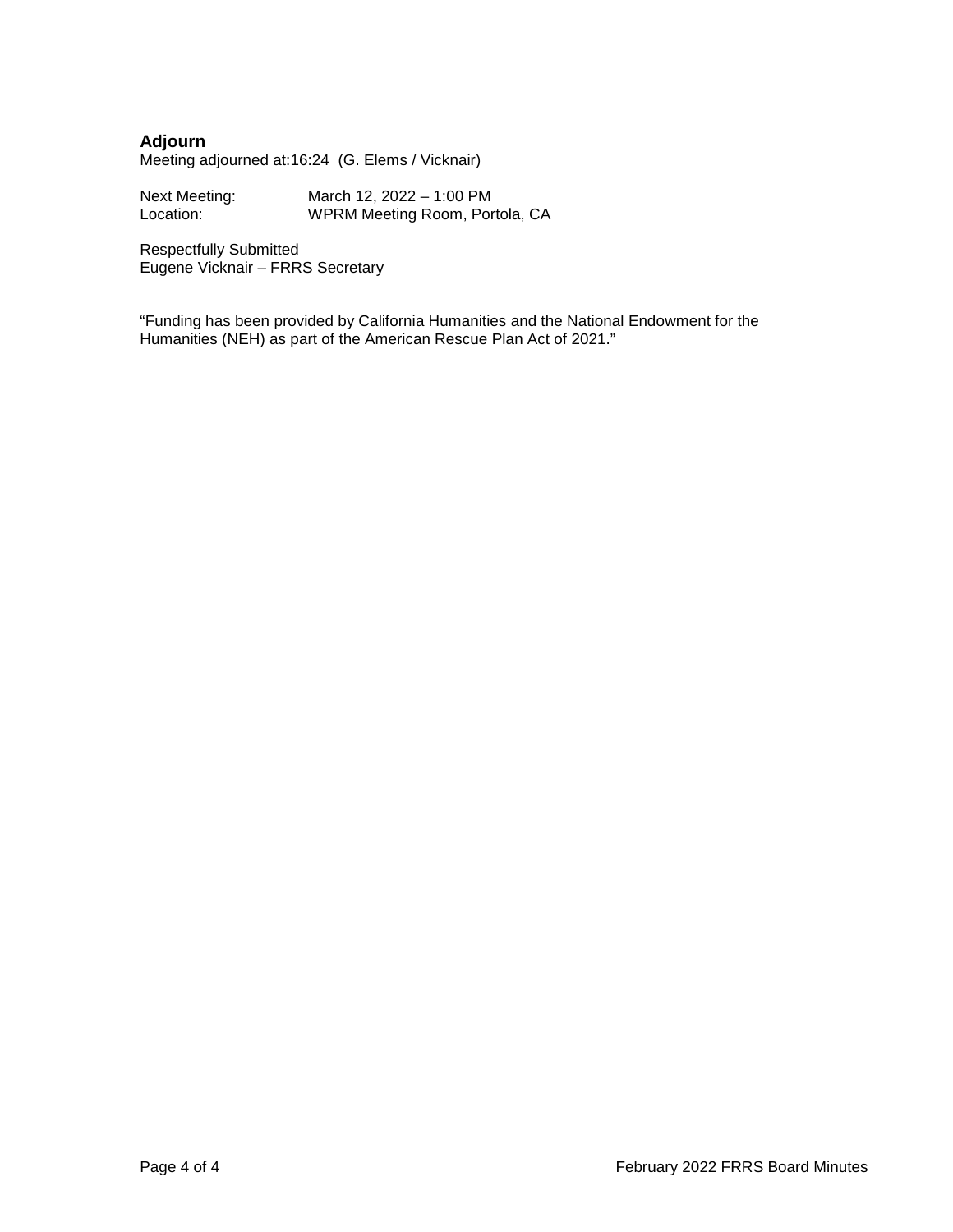### Adjourn

Meeting adjourned at:16:24 (G. Elems / Vicknair)

Next Meeting: March 12, 2022 – 1:00 PM
Location: WPRM Meeting Room, Portola, CA

Respectfully Submitted
Eugene Vicknair – FRRS Secretary

"Funding has been provided by California Humanities and the National Endowment for the Humanities (NEH) as part of the American Rescue Plan Act of 2021."